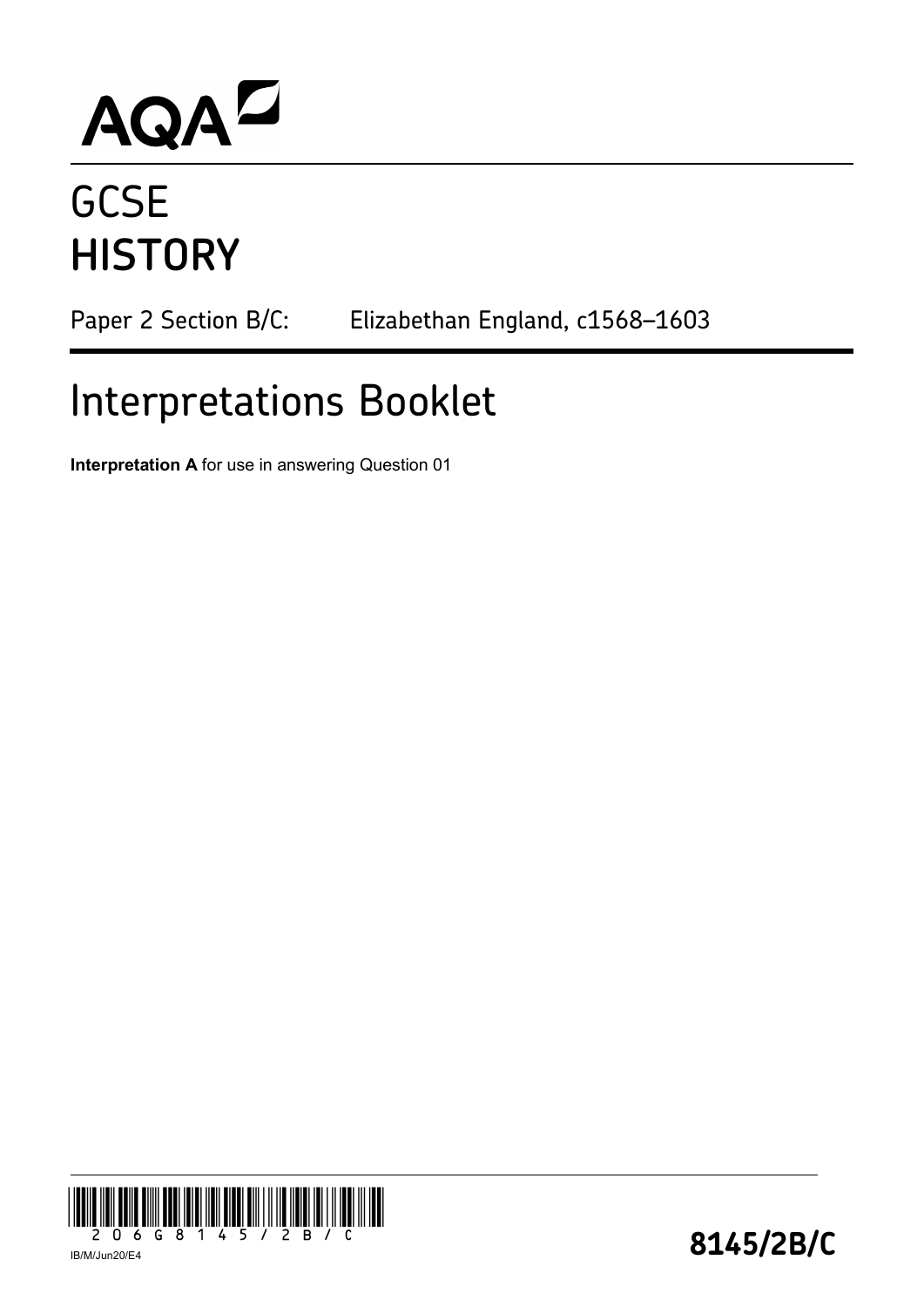AQA

# GCSE
# HISTORY

Paper 2 Section B/C: Elizabethan England, c1568–1603

## Interpretations Booklet

**Interpretation A** for use in answering Question 01

IB/M/Jun20/E4

**8145/2B/C**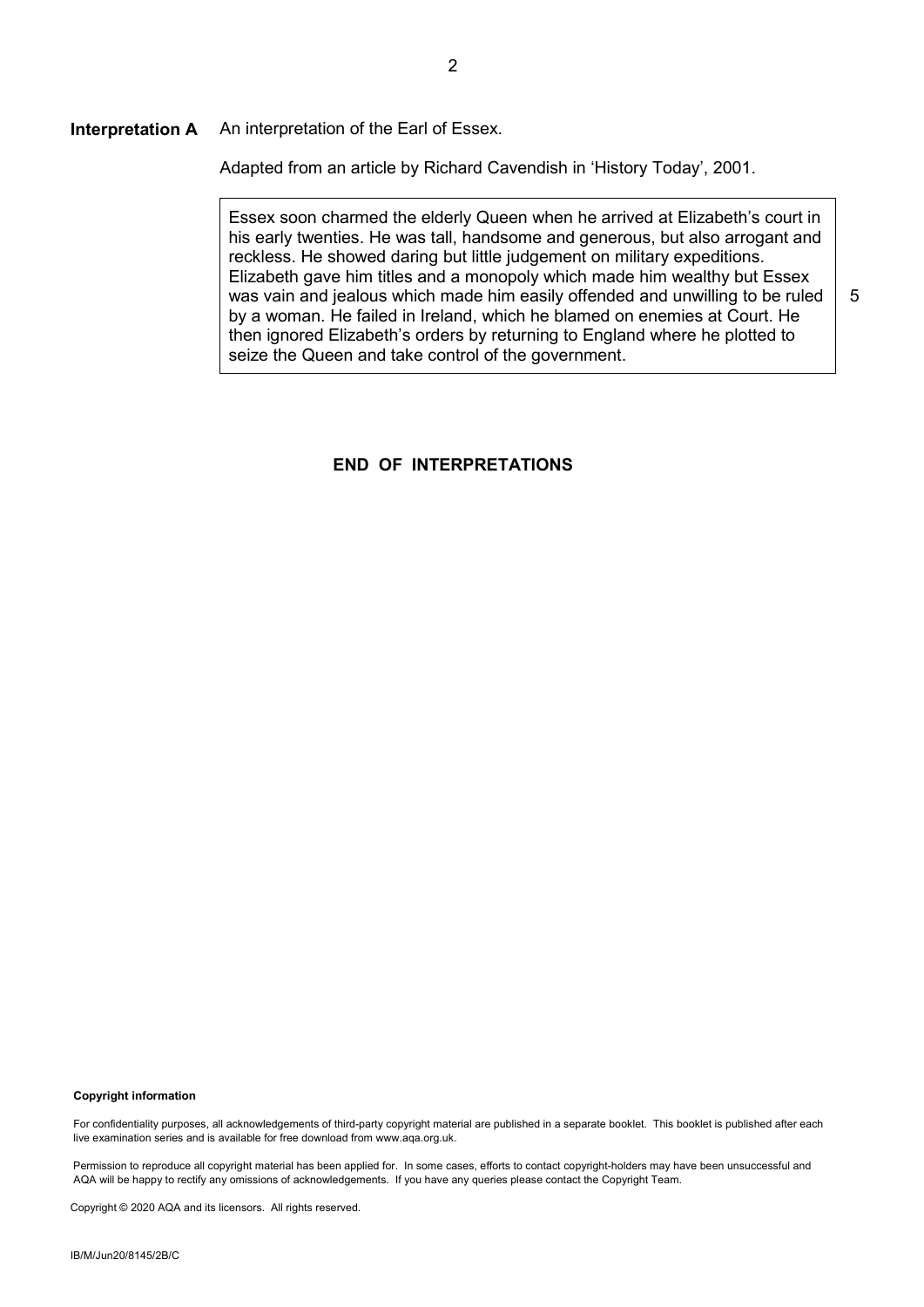**Interpretation A** An interpretation of the Earl of Essex.

Adapted from an article by Richard Cavendish in 'History Today', 2001.

> Essex soon charmed the elderly Queen when he arrived at Elizabeth's court in his early twenties. He was tall, handsome and generous, but also arrogant and reckless. He showed daring but little judgement on military expeditions. Elizabeth gave him titles and a monopoly which made him wealthy but Essex was vain and jealous which made him easily offended and unwilling to be ruled by a woman. He failed in Ireland, which he blamed on enemies at Court. He then ignored Elizabeth's orders by returning to England where he plotted to seize the Queen and take control of the government.

**END OF INTERPRETATIONS**

**Copyright information**

For confidentiality purposes, all acknowledgements of third-party copyright material are published in a separate booklet. This booklet is published after each live examination series and is available for free download from www.aqa.org.uk.

Permission to reproduce all copyright material has been applied for. In some cases, efforts to contact copyright-holders may have been unsuccessful and AQA will be happy to rectify any omissions of acknowledgements. If you have any queries please contact the Copyright Team.

Copyright © 2020 AQA and its licensors. All rights reserved.

IB/M/Jun20/8145/2B/C